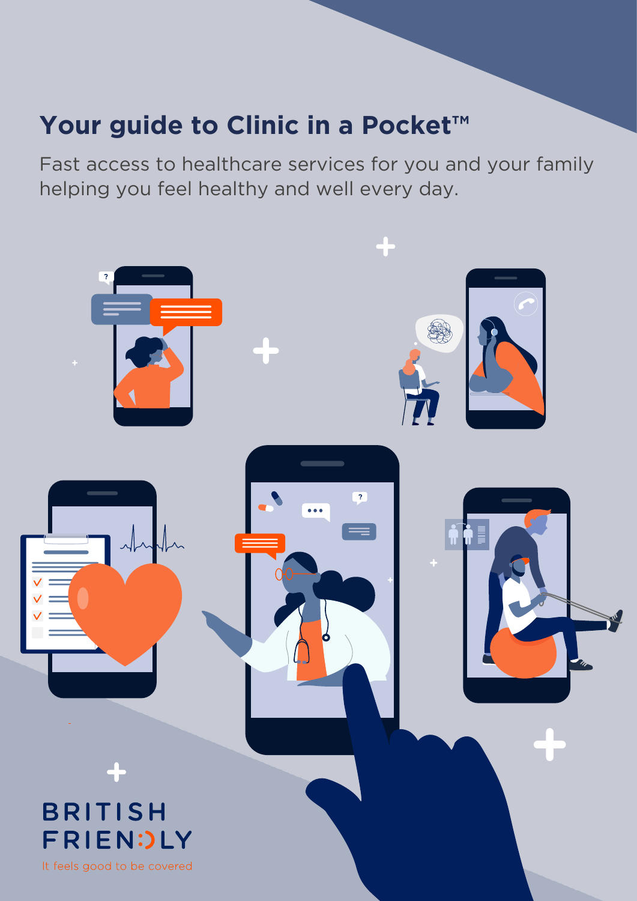# Your guide to Clinic in a Pocket™

Fast access to healthcare services for you and your family helping you feel healthy and well every day.

BRITISH FRIENDLY

It feels good to be covered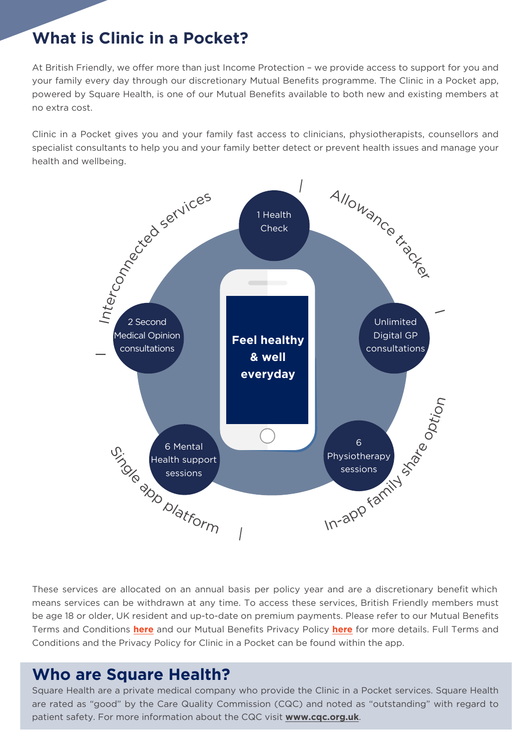# What is Clinic in a Pocket?

At British Friendly, we offer more than just Income Protection – we provide access to support for you and your family every day through our discretionary Mutual Benefits programme. The Clinic in a Pocket app, powered by Square Health, is one of our Mutual Benefits available to both new and existing members at no extra cost.

Clinic in a Pocket gives you and your family fast access to clinicians, physiotherapists, counsellors and specialist consultants to help you and your family better detect or prevent health issues and manage your health and wellbeing.

**Feel healthy & well everyday**

- 1 Health Check
- Unlimited Digital GP consultations
- 6 Physiotherapy sessions
- 6 Mental Health support sessions
- 2 Second Medical Opinion consultations

Allowance tracker | In-app family share option | Single app platform | Interconnected services

These services are allocated on an annual basis per policy year and are a discretionary benefit which means services can be withdrawn at any time. To access these services, British Friendly members must be age 18 or older, UK resident and up-to-date on premium payments. Please refer to our Mutual Benefits Terms and Conditions **here** and our Mutual Benefits Privacy Policy **here** for more details. Full Terms and Conditions and the Privacy Policy for Clinic in a Pocket can be found within the app.

## Who are Square Health?

Square Health are a private medical company who provide the Clinic in a Pocket services. Square Health are rated as "good" by the Care Quality Commission (CQC) and noted as "outstanding" with regard to patient safety. For more information about the CQC visit **www.cqc.org.uk**.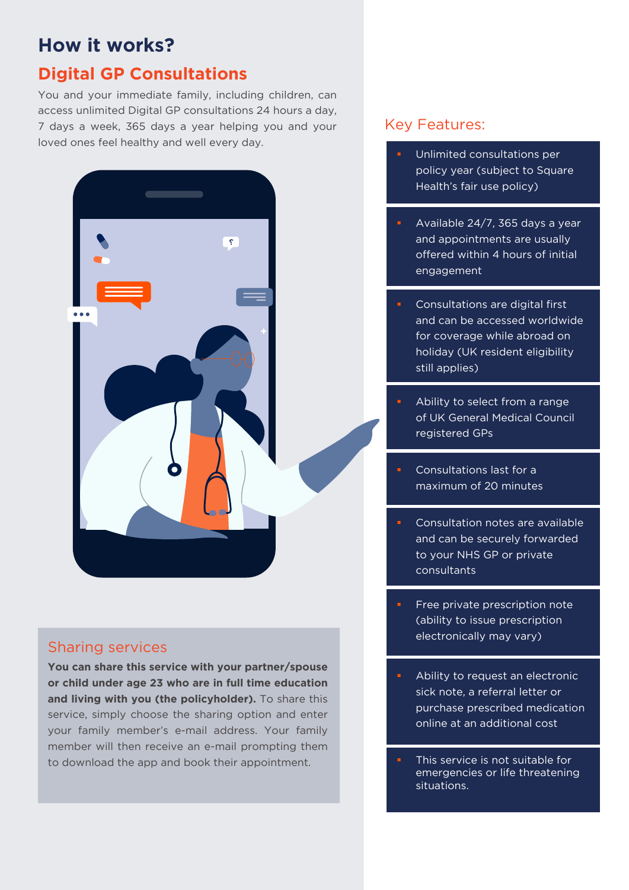# How it works?

## Digital GP Consultations

You and your immediate family, including children, can access unlimited Digital GP consultations 24 hours a day, 7 days a week, 365 days a year helping you and your loved ones feel healthy and well every day.

### Sharing services

**You can share this service with your partner/spouse or child under age 23 who are in full time education and living with you (the policyholder).** To share this service, simply choose the sharing option and enter your family member's e-mail address. Your family member will then receive an e-mail prompting them to download the app and book their appointment.

### Key Features:

- Unlimited consultations per policy year (subject to Square Health's fair use policy)
- Available 24/7, 365 days a year and appointments are usually offered within 4 hours of initial engagement
- Consultations are digital first and can be accessed worldwide for coverage while abroad on holiday (UK resident eligibility still applies)
- Ability to select from a range of UK General Medical Council registered GPs
- Consultations last for a maximum of 20 minutes
- Consultation notes are available and can be securely forwarded to your NHS GP or private consultants
- Free private prescription note (ability to issue prescription electronically may vary)
- Ability to request an electronic sick note, a referral letter or purchase prescribed medication online at an additional cost
- This service is not suitable for emergencies or life threatening situations.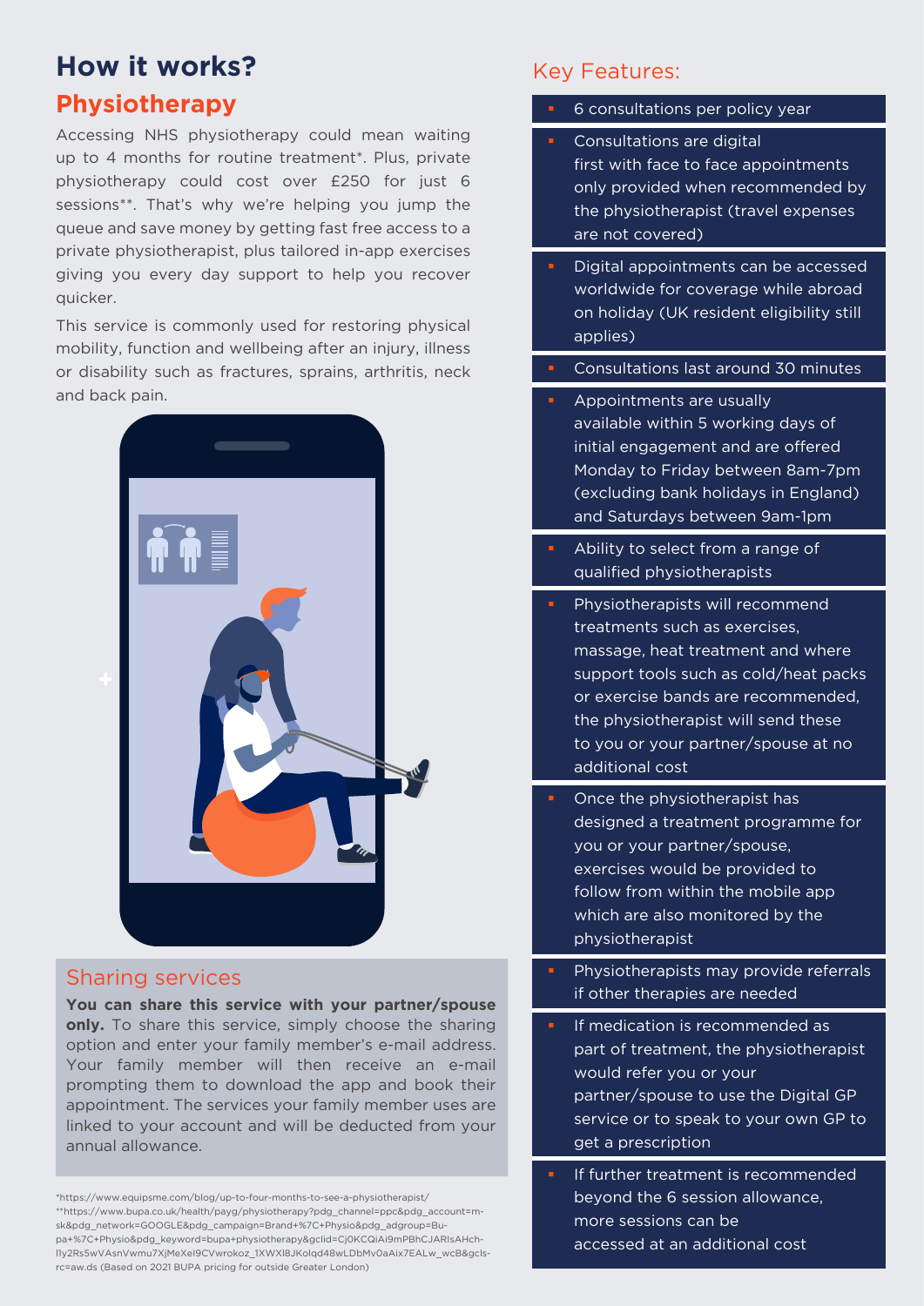# How it works?

## Physiotherapy

Accessing NHS physiotherapy could mean waiting up to 4 months for routine treatment*. Plus, private physiotherapy could cost over £250 for just 6 sessions**. That's why we're helping you jump the queue and save money by getting fast free access to a private physiotherapist, plus tailored in-app exercises giving you every day support to help you recover quicker.

This service is commonly used for restoring physical mobility, function and wellbeing after an injury, illness or disability such as fractures, sprains, arthritis, neck and back pain.

### Sharing services

**You can share this service with your partner/spouse only.** To share this service, simply choose the sharing option and enter your family member's e-mail address. Your family member will then receive an e-mail prompting them to download the app and book their appointment. The services your family member uses are linked to your account and will be deducted from your annual allowance.

### Key Features:

- 6 consultations per policy year
- Consultations are digital first with face to face appointments only provided when recommended by the physiotherapist (travel expenses are not covered)
- Digital appointments can be accessed worldwide for coverage while abroad on holiday (UK resident eligibility still applies)
- Consultations last around 30 minutes
- Appointments are usually available within 5 working days of initial engagement and are offered Monday to Friday between 8am-7pm (excluding bank holidays in England) and Saturdays between 9am-1pm
- Ability to select from a range of qualified physiotherapists
- Physiotherapists will recommend treatments such as exercises, massage, heat treatment and where support tools such as cold/heat packs or exercise bands are recommended, the physiotherapist will send these to you or your partner/spouse at no additional cost
- Once the physiotherapist has designed a treatment programme for you or your partner/spouse, exercises would be provided to follow from within the mobile app which are also monitored by the physiotherapist
- Physiotherapists may provide referrals if other therapies are needed
- If medication is recommended as part of treatment, the physiotherapist would refer you or your partner/spouse to use the Digital GP service or to speak to your own GP to get a prescription
- If further treatment is recommended beyond the 6 session allowance, more sessions can be accessed at an additional cost

*https://www.equipsme.com/blog/up-to-four-months-to-see-a-physiotherapist/
**https://www.bupa.co.uk/health/payg/physiotherapy?pdg_channel=ppc&pdg_account=m-sk&pdg_network=GOOGLE&pdg_campaign=Brand+%7C+Physio&pdg_adgroup=Bu-pa+%7C+Physio&pdg_keyword=bupa+physiotherapy&gclid=Cj0KCQiAi9mPBhCJARIsAHch-l1y2Rs5wVAsnVwmu7XjMeXel9CVwrokoz_1XWXl8JKolqd48wLDbMv0aAix7EALw_wcB&gclsrc=aw.ds (Based on 2021 BUPA pricing for outside Greater London)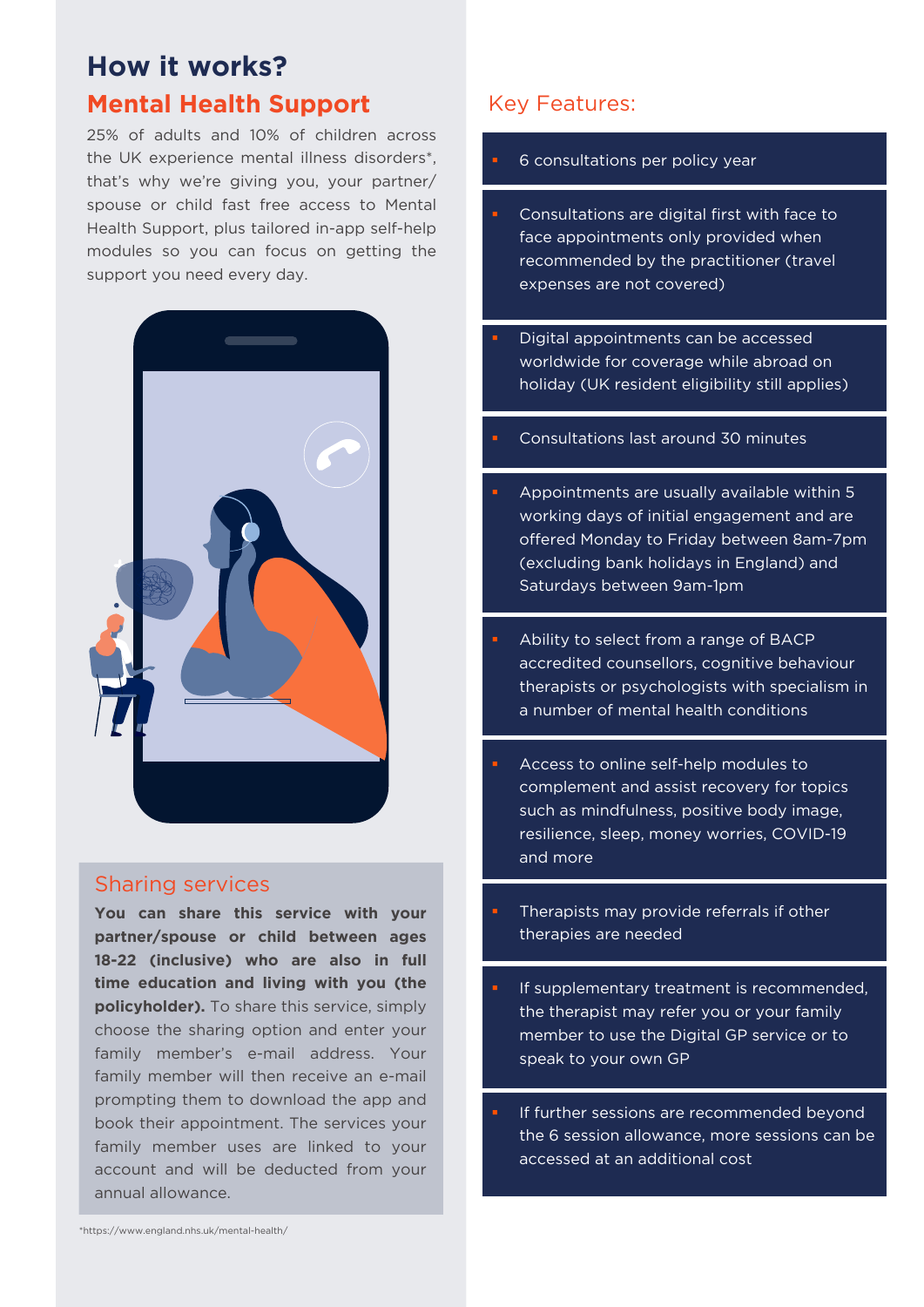# How it works?

## Mental Health Support

25% of adults and 10% of children across the UK experience mental illness disorders*, that's why we're giving you, your partner/spouse or child fast free access to Mental Health Support, plus tailored in-app self-help modules so you can focus on getting the support you need every day.

### Sharing services

**You can share this service with your partner/spouse or child between ages 18-22 (inclusive) who are also in full time education and living with you (the policyholder).** To share this service, simply choose the sharing option and enter your family member's e-mail address. Your family member will then receive an e-mail prompting them to download the app and book their appointment. The services your family member uses are linked to your account and will be deducted from your annual allowance.

*https://www.england.nhs.uk/mental-health/

## Key Features:

- 6 consultations per policy year
- Consultations are digital first with face to face appointments only provided when recommended by the practitioner (travel expenses are not covered)
- Digital appointments can be accessed worldwide for coverage while abroad on holiday (UK resident eligibility still applies)
- Consultations last around 30 minutes
- Appointments are usually available within 5 working days of initial engagement and are offered Monday to Friday between 8am-7pm (excluding bank holidays in England) and Saturdays between 9am-1pm
- Ability to select from a range of BACP accredited counsellors, cognitive behaviour therapists or psychologists with specialism in a number of mental health conditions
- Access to online self-help modules to complement and assist recovery for topics such as mindfulness, positive body image, resilience, sleep, money worries, COVID-19 and more
- Therapists may provide referrals if other therapies are needed
- If supplementary treatment is recommended, the therapist may refer you or your family member to use the Digital GP service or to speak to your own GP
- If further sessions are recommended beyond the 6 session allowance, more sessions can be accessed at an additional cost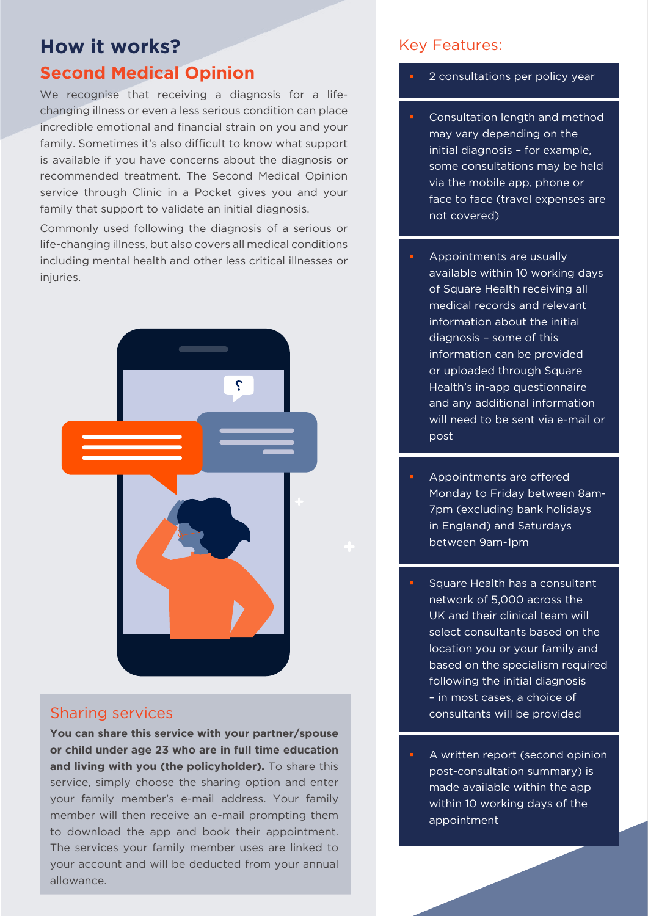# How it works?

## Second Medical Opinion

We recognise that receiving a diagnosis for a life-changing illness or even a less serious condition can place incredible emotional and financial strain on you and your family. Sometimes it's also difficult to know what support is available if you have concerns about the diagnosis or recommended treatment. The Second Medical Opinion service through Clinic in a Pocket gives you and your family that support to validate an initial diagnosis.

Commonly used following the diagnosis of a serious or life-changing illness, but also covers all medical conditions including mental health and other less critical illnesses or injuries.

### Sharing services

**You can share this service with your partner/spouse or child under age 23 who are in full time education and living with you (the policyholder).** To share this service, simply choose the sharing option and enter your family member's e-mail address. Your family member will then receive an e-mail prompting them to download the app and book their appointment. The services your family member uses are linked to your account and will be deducted from your annual allowance.

## Key Features:

- 2 consultations per policy year
- Consultation length and method may vary depending on the initial diagnosis – for example, some consultations may be held via the mobile app, phone or face to face (travel expenses are not covered)
- Appointments are usually available within 10 working days of Square Health receiving all medical records and relevant information about the initial diagnosis – some of this information can be provided or uploaded through Square Health's in-app questionnaire and any additional information will need to be sent via e-mail or post
- Appointments are offered Monday to Friday between 8am-7pm (excluding bank holidays in England) and Saturdays between 9am-1pm
- Square Health has a consultant network of 5,000 across the UK and their clinical team will select consultants based on the location you or your family and based on the specialism required following the initial diagnosis – in most cases, a choice of consultants will be provided
- A written report (second opinion post-consultation summary) is made available within the app within 10 working days of the appointment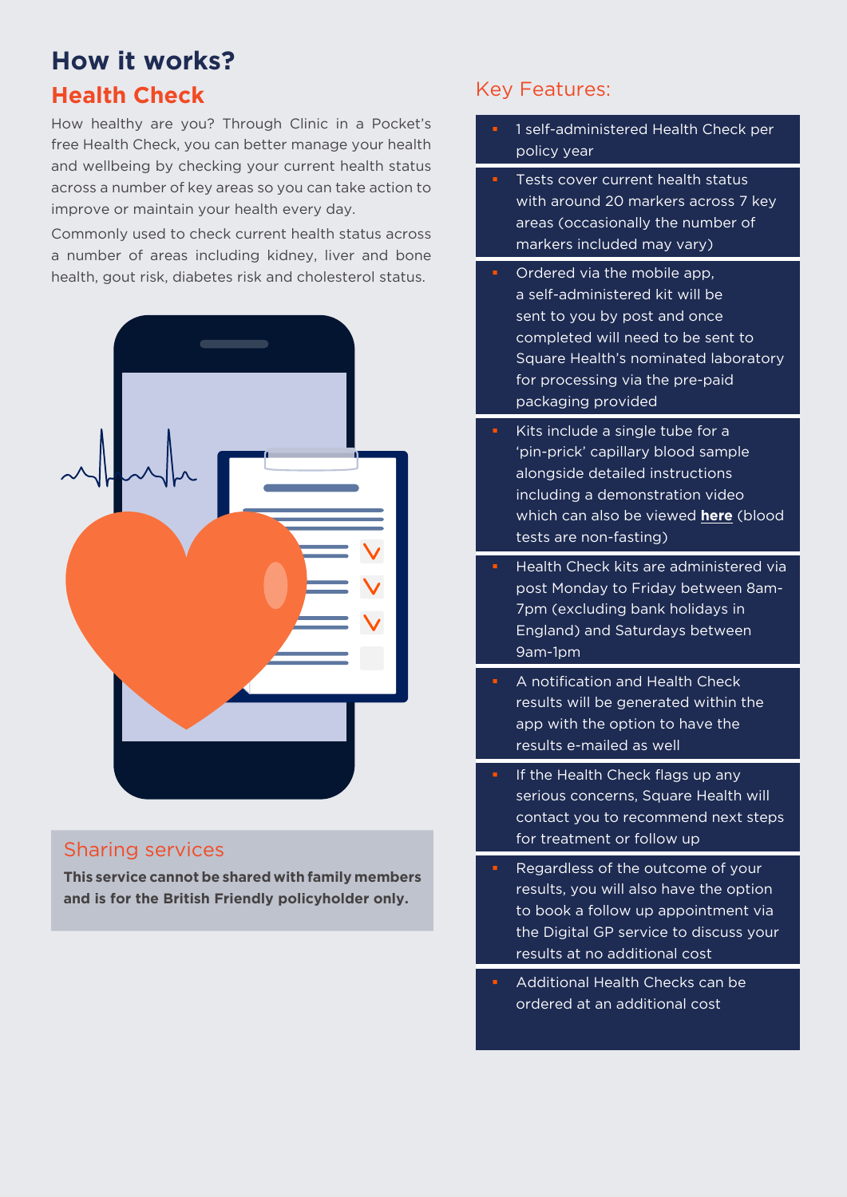# How it works?

## Health Check

How healthy are you? Through Clinic in a Pocket's free Health Check, you can better manage your health and wellbeing by checking your current health status across a number of key areas so you can take action to improve or maintain your health every day.

Commonly used to check current health status across a number of areas including kidney, liver and bone health, gout risk, diabetes risk and cholesterol status.

### Sharing services

**This service cannot be shared with family members and is for the British Friendly policyholder only.**

### Key Features:

- 1 self-administered Health Check per policy year
- Tests cover current health status with around 20 markers across 7 key areas (occasionally the number of markers included may vary)
- Ordered via the mobile app, a self-administered kit will be sent to you by post and once completed will need to be sent to Square Health's nominated laboratory for processing via the pre-paid packaging provided
- Kits include a single tube for a 'pin-prick' capillary blood sample alongside detailed instructions including a demonstration video which can also be viewed **here** (blood tests are non-fasting)
- Health Check kits are administered via post Monday to Friday between 8am-7pm (excluding bank holidays in England) and Saturdays between 9am-1pm
- A notification and Health Check results will be generated within the app with the option to have the results e-mailed as well
- If the Health Check flags up any serious concerns, Square Health will contact you to recommend next steps for treatment or follow up
- Regardless of the outcome of your results, you will also have the option to book a follow up appointment via the Digital GP service to discuss your results at no additional cost
- Additional Health Checks can be ordered at an additional cost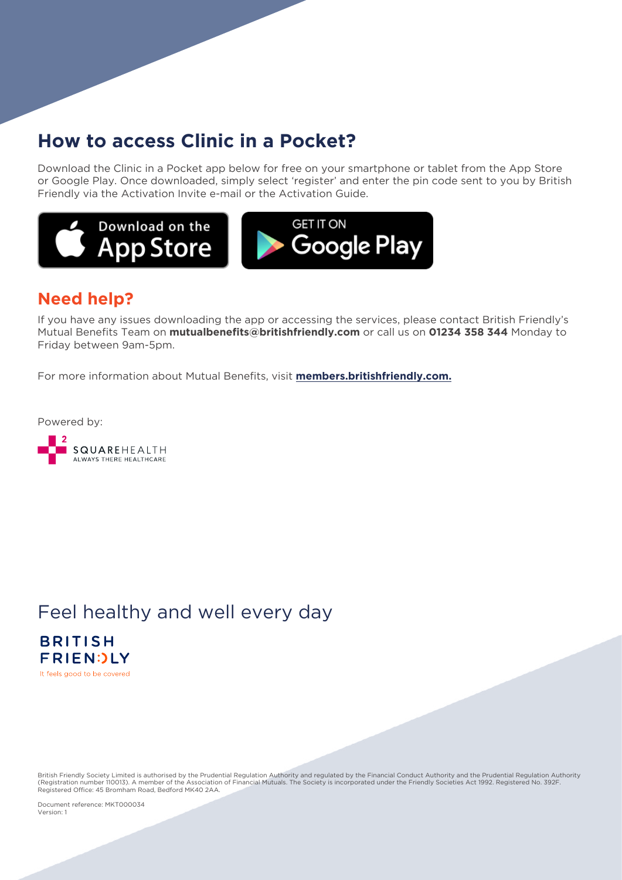## How to access Clinic in a Pocket?

Download the Clinic in a Pocket app below for free on your smartphone or tablet from the App Store or Google Play. Once downloaded, simply select 'register' and enter the pin code sent to you by British Friendly via the Activation Invite e-mail or the Activation Guide.

Download on the App Store

GET IT ON Google Play

## Need help?

If you have any issues downloading the app or accessing the services, please contact British Friendly's Mutual Benefits Team on **mutualbenefits@britishfriendly.com** or call us on **01234 358 344** Monday to Friday between 9am-5pm.

For more information about Mutual Benefits, visit **members.britishfriendly.com.**

Powered by:

SQUAREHEALTH
ALWAYS THERE HEALTHCARE

# Feel healthy and well every day

BRITISH FRIENDLY
It feels good to be covered

British Friendly Society Limited is authorised by the Prudential Regulation Authority and regulated by the Financial Conduct Authority and the Prudential Regulation Authority (Registration number 110013). A member of the Association of Financial Mutuals. The Society is incorporated under the Friendly Societies Act 1992. Registered No. 392F. Registered Office: 45 Bromham Road, Bedford MK40 2AA.

Document reference: MKT000034
Version: 1